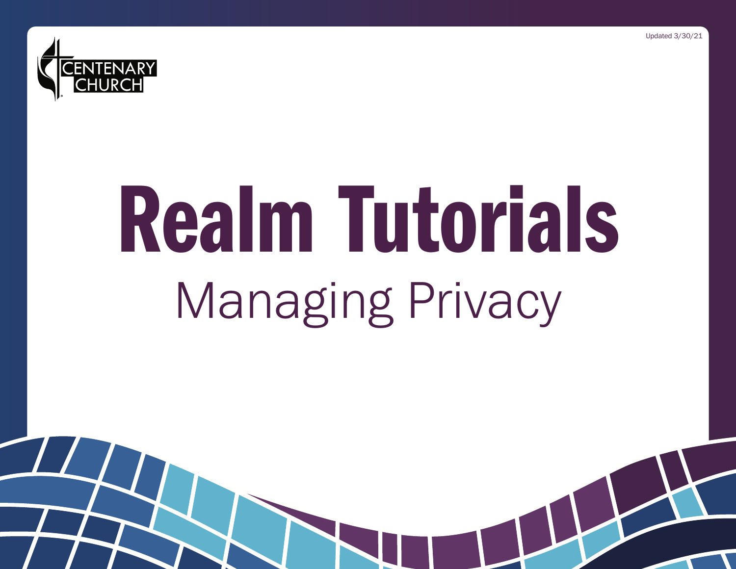Updated 3/30/21

CENTENARY CHURCH

# Realm Tutorials

## Managing Privacy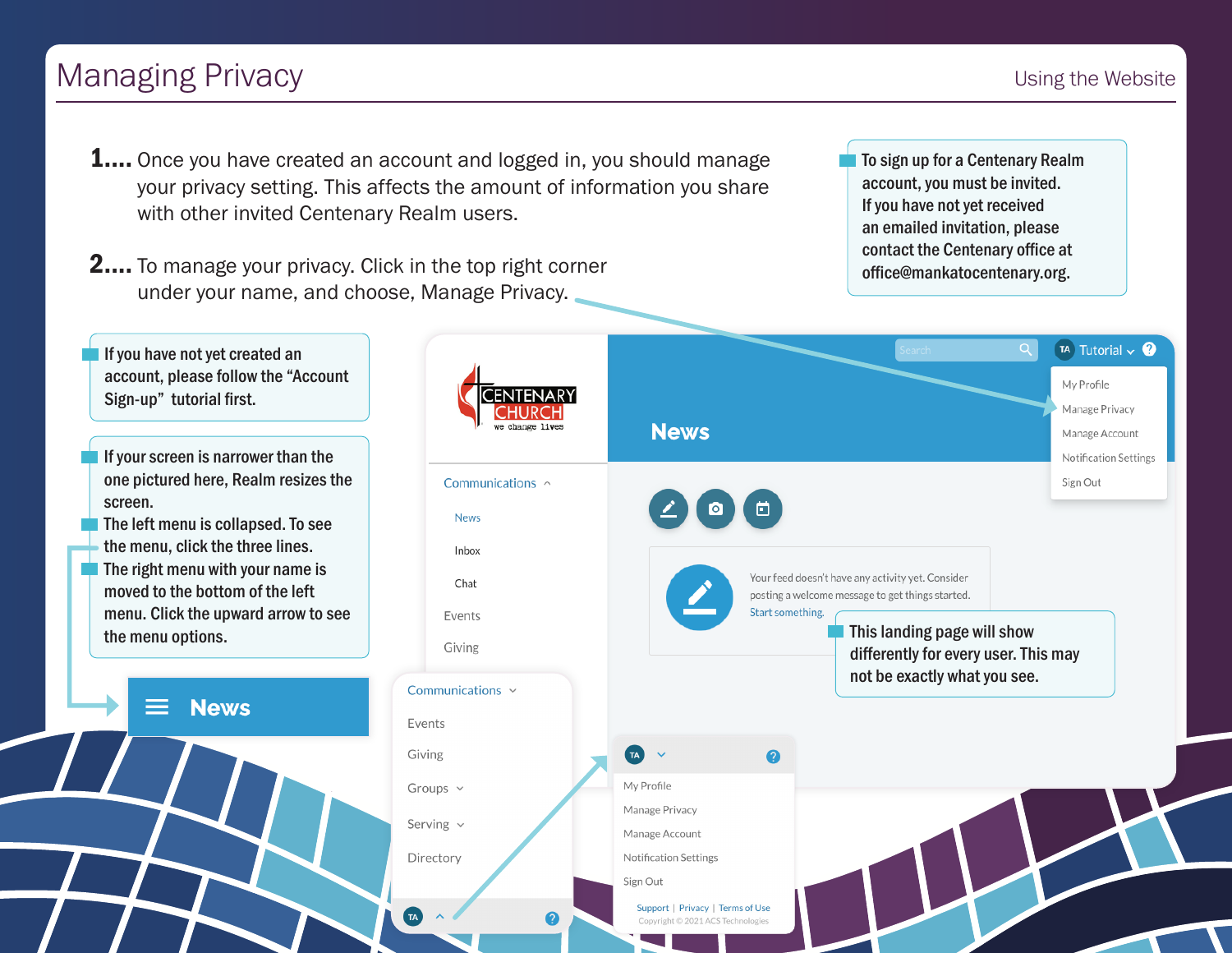# Managing Privacy

Using the Website

**1....** Once you have created an account and logged in, you should manage your privacy setting. This affects the amount of information you share with other invited Centenary Realm users.

**2....** To manage your privacy. Click in the top right corner under your name, and choose, Manage Privacy.

To sign up for a Centenary Realm account, you must be invited. If you have not yet received an emailed invitation, please contact the Centenary office at office@mankatocentenary.org.

If you have not yet created an account, please follow the "Account Sign-up" tutorial first.

- If your screen is narrower than the one pictured here, Realm resizes the screen.
- The left menu is collapsed. To see the menu, click the three lines.
- The right menu with your name is moved to the bottom of the left menu. Click the upward arrow to see the menu options.

This landing page will show differently for every user. This may not be exactly what you see.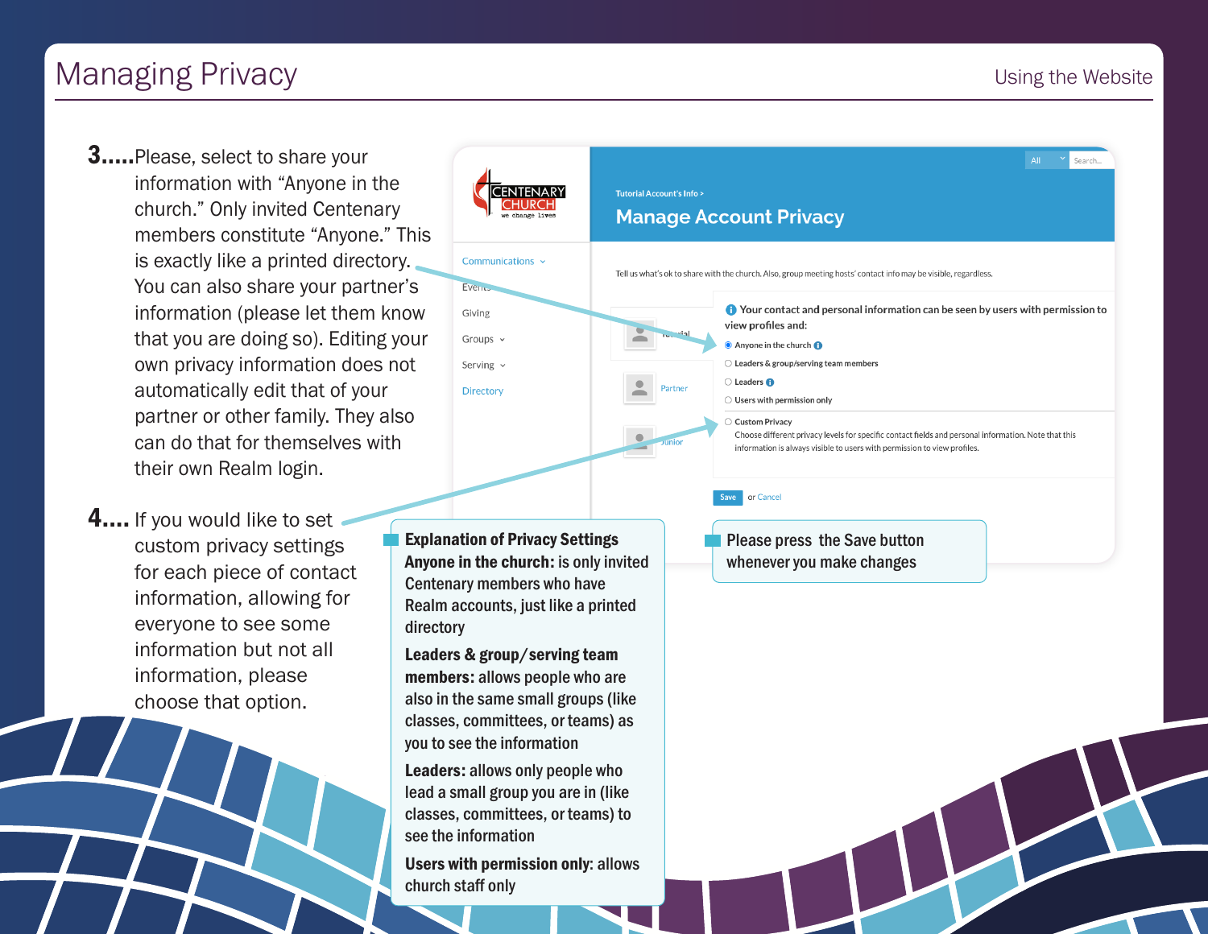# Managing Privacy

3..... Please, select to share your information with "Anyone in the church." Only invited Centenary members constitute "Anyone." This is exactly like a printed directory. You can also share your partner's information (please let them know that you are doing so). Editing your own privacy information does not automatically edit that of your partner or other family. They also can do that for themselves with their own Realm login.

4.... If you would like to set custom privacy settings for each piece of contact information, allowing for everyone to see some information but not all information, please choose that option.

**Explanation of Privacy Settings**

**Anyone in the church:** is only invited Centenary members who have Realm accounts, just like a printed directory

**Leaders & group/serving team members:** allows people who are also in the same small groups (like classes, committees, or teams) as you to see the information

**Leaders:** allows only people who lead a small group you are in (like classes, committees, or teams) to see the information

**Users with permission only**: allows church staff only

Please press the Save button whenever you make changes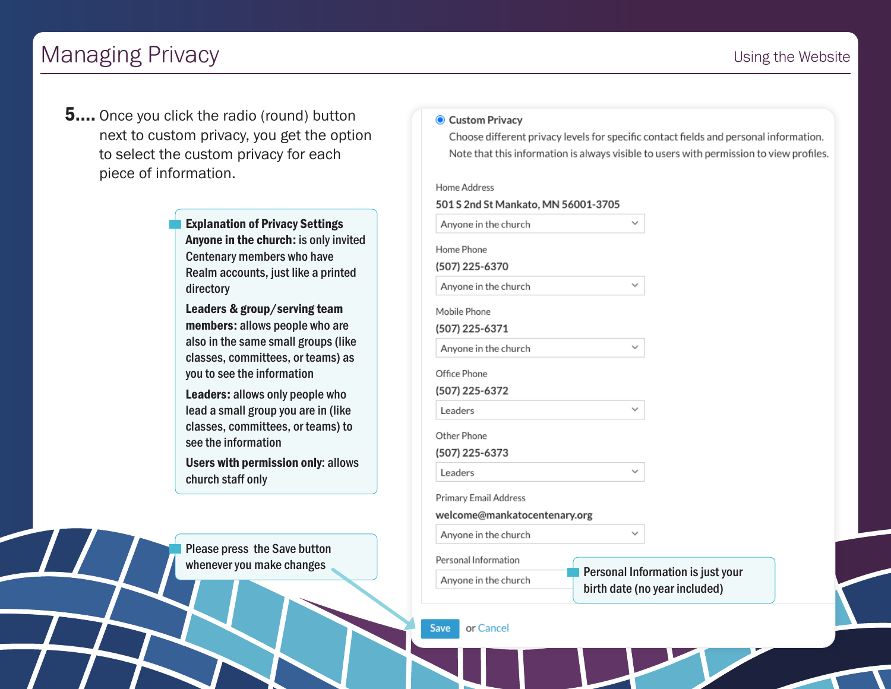# Managing Privacy

5.... Once you click the radio (round) button next to custom privacy, you get the option to select the custom privacy for each piece of information.

**Explanation of Privacy Settings**

**Anyone in the church:** is only invited Centenary members who have Realm accounts, just like a printed directory

**Leaders & group/serving team members:** allows people who are also in the same small groups (like classes, committees, or teams) as you to see the information

**Leaders:** allows only people who lead a small group you are in (like classes, committees, or teams) to see the information

**Users with permission only**: allows church staff only

Please press the Save button whenever you make changes

**Custom Privacy**

Choose different privacy levels for specific contact fields and personal information. Note that this information is always visible to users with permission to view profiles.

Home Address

**501 S 2nd St Mankato, MN 56001-3705**

Anyone in the church

Home Phone

**(507) 225-6370**

Anyone in the church

Mobile Phone

**(507) 225-6371**

Anyone in the church

Office Phone

**(507) 225-6372**

Leaders

Other Phone

**(507) 225-6373**

Leaders

Primary Email Address

**welcome@mankatocentenary.org**

Anyone in the church

Personal Information

Anyone in the church

Personal Information is just your birth date (no year included)

Save or Cancel